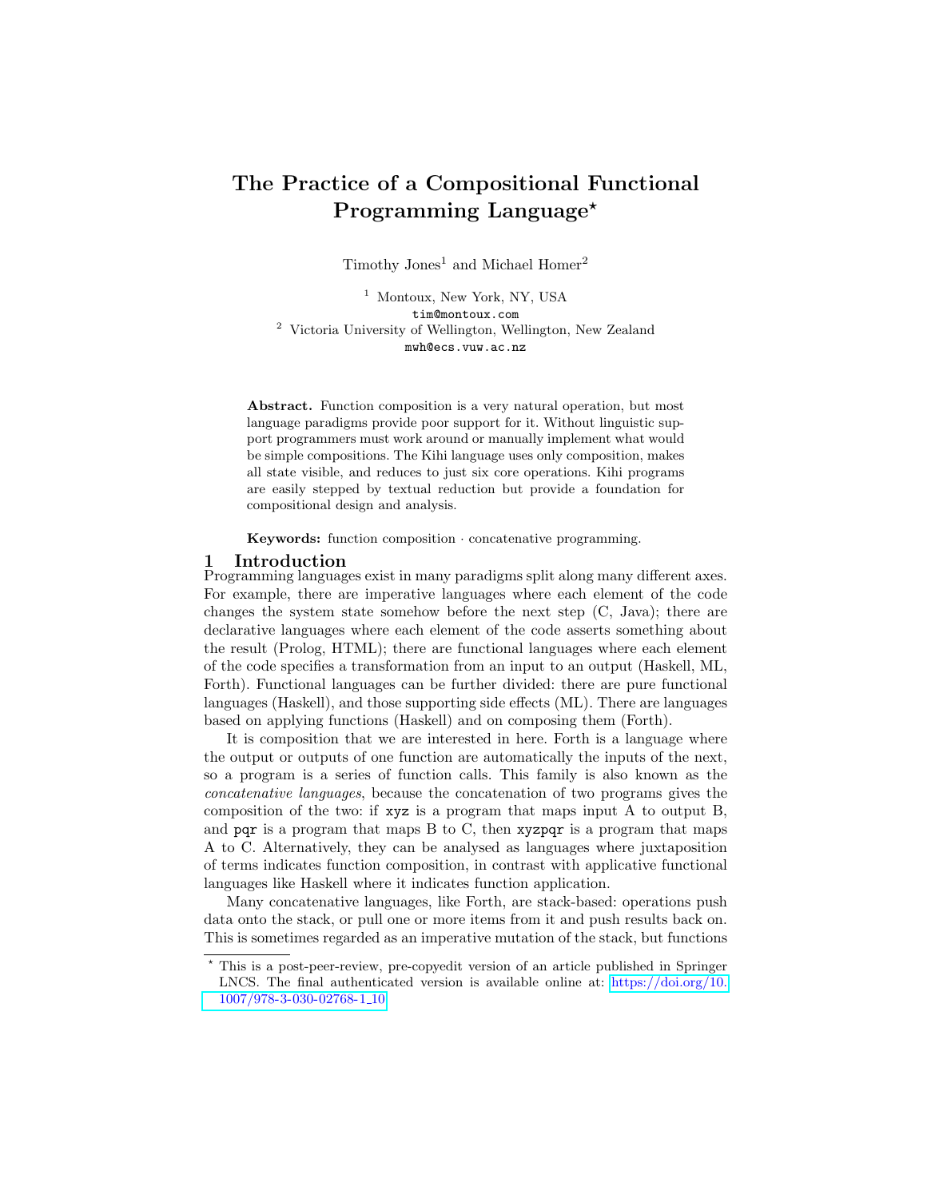# The Practice of a Compositional Functional Programming Language*

Timothy Jones[1] and Michael Homer[2]

[1] Montoux, New York, NY, USA
tim@montoux.com
[2] Victoria University of Wellington, Wellington, New Zealand
mwh@ecs.vuw.ac.nz

**Abstract.** Function composition is a very natural operation, but most language paradigms provide poor support for it. Without linguistic support programmers must work around or manually implement what would be simple compositions. The Kihi language uses only composition, makes all state visible, and reduces to just six core operations. Kihi programs are easily stepped by textual reduction but provide a foundation for compositional design and analysis.

**Keywords:** function composition · concatenative programming.

## 1 Introduction

Programming languages exist in many paradigms split along many different axes. For example, there are imperative languages where each element of the code changes the system state somehow before the next step (C, Java); there are declarative languages where each element of the code asserts something about the result (Prolog, HTML); there are functional languages where each element of the code specifies a transformation from an input to an output (Haskell, ML, Forth). Functional languages can be further divided: there are pure functional languages (Haskell), and those supporting side effects (ML). There are languages based on applying functions (Haskell) and on composing them (Forth).

It is composition that we are interested in here. Forth is a language where the output or outputs of one function are automatically the inputs of the next, so a program is a series of function calls. This family is also known as the *concatenative languages*, because the concatenation of two programs gives the composition of the two: if `xyz` is a program that maps input A to output B, and `pqr` is a program that maps B to C, then `xyzpqr` is a program that maps A to C. Alternatively, they can be analysed as languages where juxtaposition of terms indicates function composition, in contrast with applicative functional languages like Haskell where it indicates function application.

Many concatenative languages, like Forth, are stack-based: operations push data onto the stack, or pull one or more items from it and push results back on. This is sometimes regarded as an imperative mutation of the stack, but functions

* This is a post-peer-review, pre-copyedit version of an article published in Springer LNCS. The final authenticated version is available online at: https://doi.org/10.1007/978-3-030-02768-1_10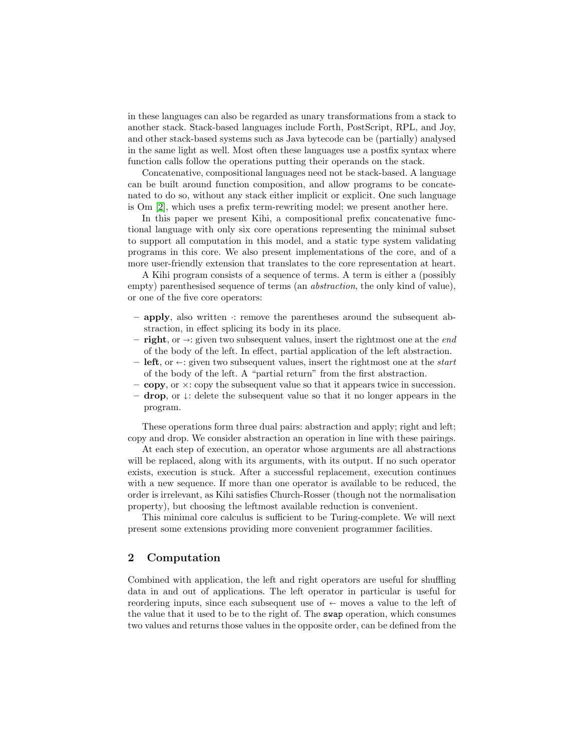in these languages can also be regarded as unary transformations from a stack to another stack. Stack-based languages include Forth, PostScript, RPL, and Joy, and other stack-based systems such as Java bytecode can be (partially) analysed in the same light as well. Most often these languages use a postfix syntax where function calls follow the operations putting their operands on the stack.

Concatenative, compositional languages need not be stack-based. A language can be built around function composition, and allow programs to be concatenated to do so, without any stack either implicit or explicit. One such language is Om [2], which uses a prefix term-rewriting model; we present another here.

In this paper we present Kihi, a compositional prefix concatenative functional language with only six core operations representing the minimal subset to support all computation in this model, and a static type system validating programs in this core. We also present implementations of the core, and of a more user-friendly extension that translates to the core representation at heart.

A Kihi program consists of a sequence of terms. A term is either a (possibly empty) parenthesised sequence of terms (an *abstraction*, the only kind of value), or one of the five core operators:

- **apply**, also written $\cdot$: remove the parentheses around the subsequent abstraction, in effect splicing its body in its place.
- **right**, or $\rightarrow$: given two subsequent values, insert the rightmost one at the *end* of the body of the left. In effect, partial application of the left abstraction.
- **left**, or $\leftarrow$: given two subsequent values, insert the rightmost one at the *start* of the body of the left. A "partial return" from the first abstraction.
- **copy**, or $\times$: copy the subsequent value so that it appears twice in succession.
- **drop**, or $\downarrow$: delete the subsequent value so that it no longer appears in the program.

These operations form three dual pairs: abstraction and apply; right and left; copy and drop. We consider abstraction an operation in line with these pairings.

At each step of execution, an operator whose arguments are all abstractions will be replaced, along with its arguments, with its output. If no such operator exists, execution is stuck. After a successful replacement, execution continues with a new sequence. If more than one operator is available to be reduced, the order is irrelevant, as Kihi satisfies Church-Rosser (though not the normalisation property), but choosing the leftmost available reduction is convenient.

This minimal core calculus is sufficient to be Turing-complete. We will next present some extensions providing more convenient programmer facilities.

## 2 Computation

Combined with application, the left and right operators are useful for shuffling data in and out of applications. The left operator in particular is useful for reordering inputs, since each subsequent use of $\leftarrow$ moves a value to the left of the value that it used to be to the right of. The `swap` operation, which consumes two values and returns those values in the opposite order, can be defined from the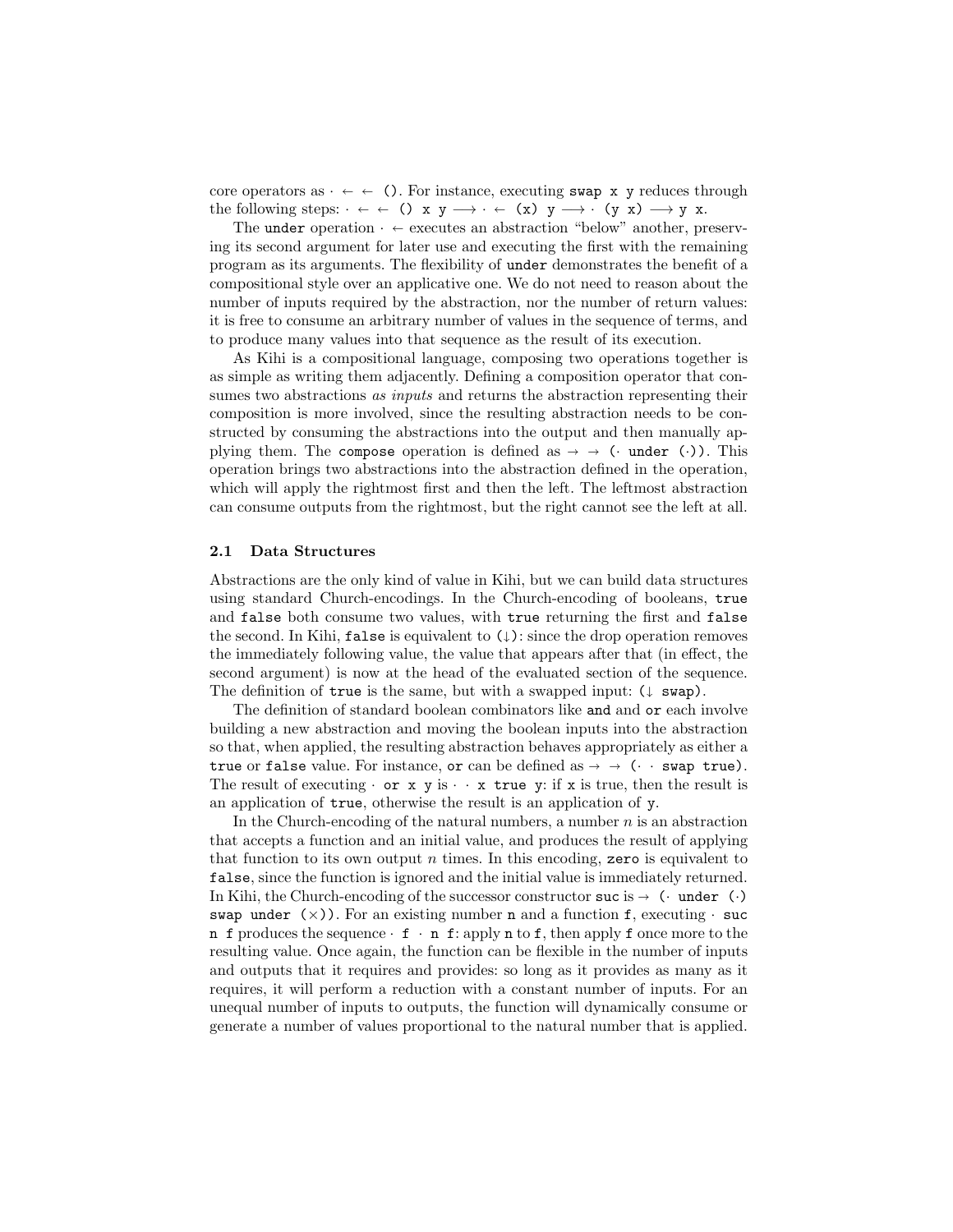core operators as · ← ← `()`. For instance, executing `swap x y` reduces through the following steps: · ← ← `() x y` ⟶ · ← `(x) y` ⟶ · `(y x)` ⟶ `y x`.

The `under` operation · ← executes an abstraction "below" another, preserving its second argument for later use and executing the first with the remaining program as its arguments. The flexibility of `under` demonstrates the benefit of a compositional style over an applicative one. We do not need to reason about the number of inputs required by the abstraction, nor the number of return values: it is free to consume an arbitrary number of values in the sequence of terms, and to produce many values into that sequence as the result of its execution.

As Kihi is a compositional language, composing two operations together is as simple as writing them adjacently. Defining a composition operator that consumes two abstractions *as inputs* and returns the abstraction representing their composition is more involved, since the resulting abstraction needs to be constructed by consuming the abstractions into the output and then manually applying them. The `compose` operation is defined as → → `(· under (·))`. This operation brings two abstractions into the abstraction defined in the operation, which will apply the rightmost first and then the left. The leftmost abstraction can consume outputs from the rightmost, but the right cannot see the left at all.

### 2.1 Data Structures

Abstractions are the only kind of value in Kihi, but we can build data structures using standard Church-encodings. In the Church-encoding of booleans, `true` and `false` both consume two values, with `true` returning the first and `false` the second. In Kihi, `false` is equivalent to `(↓)`: since the drop operation removes the immediately following value, the value that appears after that (in effect, the second argument) is now at the head of the evaluated section of the sequence. The definition of `true` is the same, but with a swapped input: `(↓ swap)`.

The definition of standard boolean combinators like `and` and `or` each involve building a new abstraction and moving the boolean inputs into the abstraction so that, when applied, the resulting abstraction behaves appropriately as either a `true` or `false` value. For instance, `or` can be defined as → → `(· · swap true)`. The result of executing · `or x y` is · · `x true y`: if `x` is true, then the result is an application of `true`, otherwise the result is an application of `y`.

In the Church-encoding of the natural numbers, a number $n$ is an abstraction that accepts a function and an initial value, and produces the result of applying that function to its own output $n$ times. In this encoding, `zero` is equivalent to `false`, since the function is ignored and the initial value is immediately returned. In Kihi, the Church-encoding of the successor constructor `suc` is → `(· under (·) swap under (×))`. For an existing number `n` and a function `f`, executing · `suc n f` produces the sequence · `f` · `n f`: apply `n` to `f`, then apply `f` once more to the resulting value. Once again, the function can be flexible in the number of inputs and outputs that it requires and provides: so long as it provides as many as it requires, it will perform a reduction with a constant number of inputs. For an unequal number of inputs to outputs, the function will dynamically consume or generate a number of values proportional to the natural number that is applied.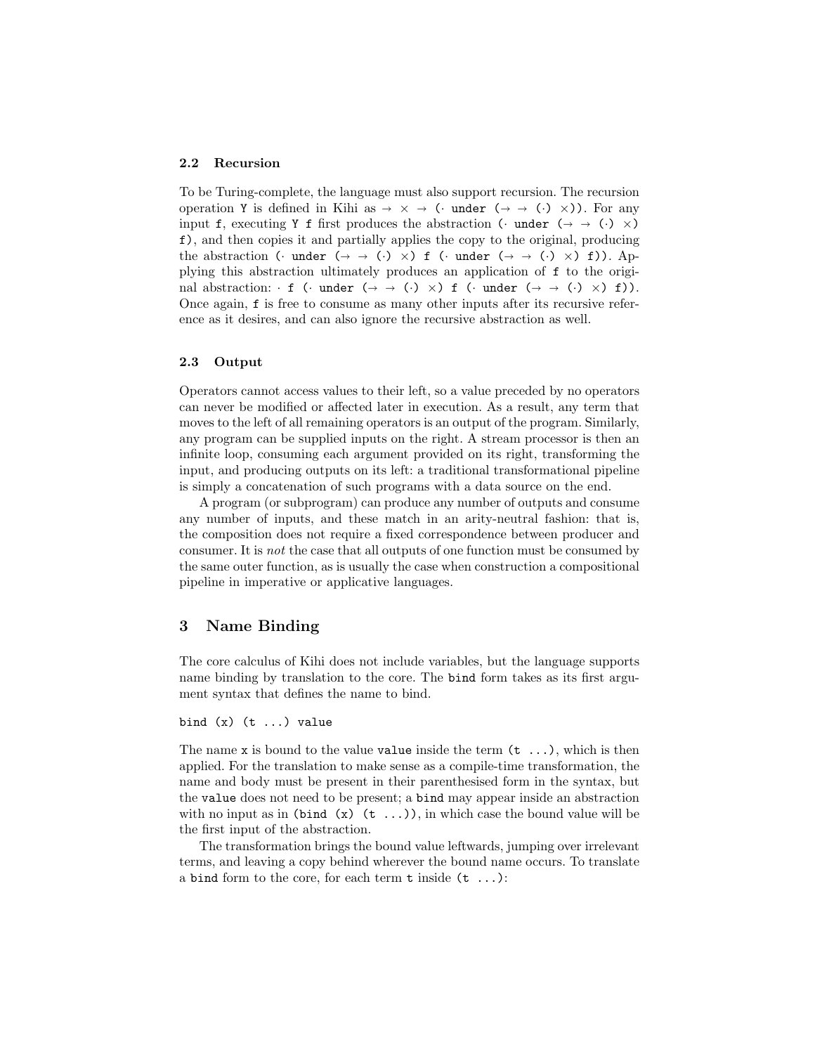### 2.2 Recursion

To be Turing-complete, the language must also support recursion. The recursion operation `Y` is defined in Kihi as `→ × → (· under (→ → (·) ×))`. For any input `f`, executing `Y f` first produces the abstraction `(· under (→ → (·) ×) f)`, and then copies it and partially applies the copy to the original, producing the abstraction `(· under (→ → (·) ×) f (· under (→ → (·) ×) f))`. Applying this abstraction ultimately produces an application of `f` to the original abstraction: `· f (· under (→ → (·) ×) f (· under (→ → (·) ×) f))`. Once again, `f` is free to consume as many other inputs after its recursive reference as it desires, and can also ignore the recursive abstraction as well.

### 2.3 Output

Operators cannot access values to their left, so a value preceded by no operators can never be modified or affected later in execution. As a result, any term that moves to the left of all remaining operators is an output of the program. Similarly, any program can be supplied inputs on the right. A stream processor is then an infinite loop, consuming each argument provided on its right, transforming the input, and producing outputs on its left: a traditional transformational pipeline is simply a concatenation of such programs with a data source on the end.

A program (or subprogram) can produce any number of outputs and consume any number of inputs, and these match in an arity-neutral fashion: that is, the composition does not require a fixed correspondence between producer and consumer. It is *not* the case that all outputs of one function must be consumed by the same outer function, as is usually the case when construction a compositional pipeline in imperative or applicative languages.

## 3 Name Binding

The core calculus of Kihi does not include variables, but the language supports name binding by translation to the core. The `bind` form takes as its first argument syntax that defines the name to bind.

```
bind (x) (t ...) value
```

The name `x` is bound to the value `value` inside the term `(t ...)`, which is then applied. For the translation to make sense as a compile-time transformation, the name and body must be present in their parenthesised form in the syntax, but the `value` does not need to be present; a `bind` may appear inside an abstraction with no input as in `(bind (x) (t ...))`, in which case the bound value will be the first input of the abstraction.

The transformation brings the bound value leftwards, jumping over irrelevant terms, and leaving a copy behind wherever the bound name occurs. To translate a `bind` form to the core, for each term `t` inside `(t ...)`: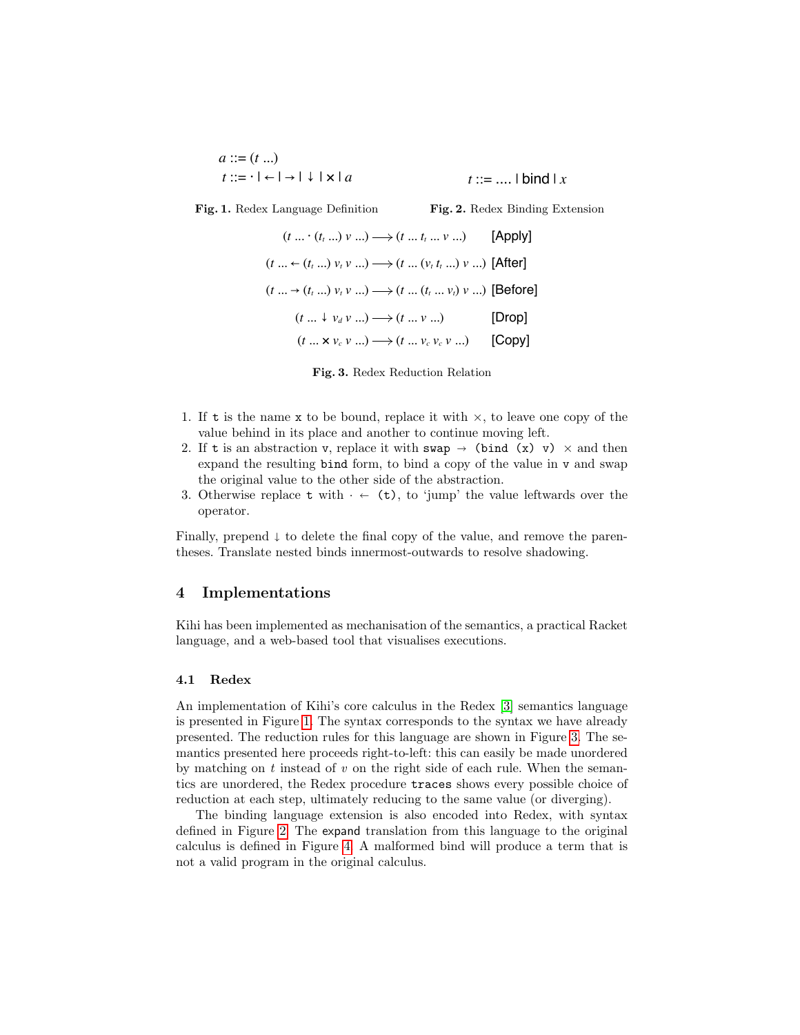$$a ::= (t\ ...)$$
$$t ::= \cdot \mid \leftarrow \mid \rightarrow \mid \downarrow \mid \times \mid a$$

**Fig. 1.** Redex Language Definition

$$t ::= ....\ \mid \text{bind} \mid x$$

**Fig. 2.** Redex Binding Extension

$$(t\ ...\ \cdot\ (t_t\ ...)\ v\ ...) \longrightarrow (t\ ...\ t_t\ ...\ v\ ...) \quad \text{[Apply]}$$

$$(t\ ...\ \leftarrow\ (t_t\ ...)\ v_t\ v\ ...) \longrightarrow (t\ ...\ (v_t\ t_t\ ...)\ v\ ...) \quad \text{[After]}$$

$$(t\ ...\ \rightarrow\ (t_t\ ...)\ v_t\ v\ ...) \longrightarrow (t\ ...\ (t_t\ ...\ v_t)\ v\ ...) \quad \text{[Before]}$$

$$(t\ ...\ \downarrow\ v_d\ v\ ...) \longrightarrow (t\ ...\ v\ ...) \quad \text{[Drop]}$$

$$(t\ ...\ \times\ v_c\ v\ ...) \longrightarrow (t\ ...\ v_c\ v_c\ v\ ...) \quad \text{[Copy]}$$

**Fig. 3.** Redex Reduction Relation

1. If `t` is the name `x` to be bound, replace it with ×, to leave one copy of the value behind in its place and another to continue moving left.
2. If `t` is an abstraction `v`, replace it with `swap → (bind (x) v) ×` and then expand the resulting `bind` form, to bind a copy of the value in `v` and swap the original value to the other side of the abstraction.
3. Otherwise replace `t` with `· ← (t)`, to 'jump' the value leftwards over the operator.

Finally, prepend ↓ to delete the final copy of the value, and remove the parentheses. Translate nested binds innermost-outwards to resolve shadowing.

## 4 Implementations

Kihi has been implemented as mechanisation of the semantics, a practical Racket language, and a web-based tool that visualises executions.

### 4.1 Redex

An implementation of Kihi's core calculus in the Redex [3] semantics language is presented in Figure 1. The syntax corresponds to the syntax we have already presented. The reduction rules for this language are shown in Figure 3. The semantics presented here proceeds right-to-left: this can easily be made unordered by matching on $t$ instead of $v$ on the right side of each rule. When the semantics are unordered, the Redex procedure `traces` shows every possible choice of reduction at each step, ultimately reducing to the same value (or diverging).

The binding language extension is also encoded into Redex, with syntax defined in Figure 2. The `expand` translation from this language to the original calculus is defined in Figure 4. A malformed bind will produce a term that is not a valid program in the original calculus.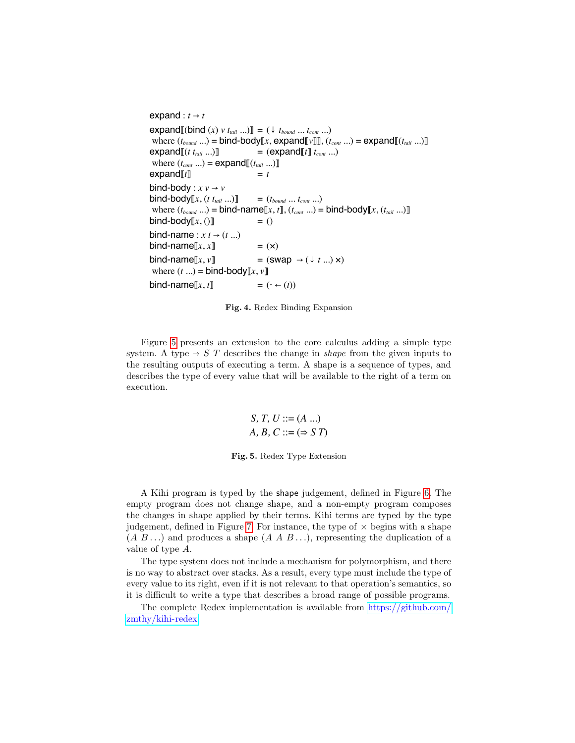$$
\begin{aligned}
&\textsf{expand} : t \rightarrow t \\
&\textsf{expand}[\![(\textsf{bind}\ (x)\ v\ t_{tail}\ ...)]\!] = (\downarrow\ t_{bound}\ ...\ t_{cont}\ ...) \\
&\quad \text{where } (t_{bound}\ ...) = \textsf{bind-body}[\![x, \textsf{expand}[\![v]\!]]\!], (t_{cont}\ ...) = \textsf{expand}[\![(t_{tail}\ ...)]\!] \\
&\textsf{expand}[\![(t\ t_{tail}\ ...)]\!] \qquad\qquad\ \ = (\textsf{expand}[\![t]\!]\ t_{cont}\ ...) \\
&\quad \text{where } (t_{cont}\ ...) = \textsf{expand}[\![(t_{tail}\ ...)]\!] \\
&\textsf{expand}[\![t]\!] \qquad\qquad\qquad\qquad\ = t \\
&\textsf{bind-body} : x\ v \rightarrow v \\
&\textsf{bind-body}[\![x, (t\ t_{tail}\ ...)]\!] \qquad = (t_{bound}\ ...\ t_{cont}\ ...) \\
&\quad \text{where } (t_{bound}\ ...) = \textsf{bind-name}[\![x, t]\!], (t_{cont}\ ...) = \textsf{bind-body}[\![x, (t_{tail}\ ...)]\!] \\
&\textsf{bind-body}[\![x, ()]\!] \qquad\qquad\quad = () \\
&\textsf{bind-name} : x\ t \rightarrow (t\ ...) \\
&\textsf{bind-name}[\![x, x]\!] \qquad\qquad\quad = (\times) \\
&\textsf{bind-name}[\![x, v]\!] \qquad\qquad\quad = (\textsf{swap}\ \rightarrow (\downarrow\ t\ ...)\ \times) \\
&\quad \text{where } (t\ ...) = \textsf{bind-body}[\![x, v]\!] \\
&\textsf{bind-name}[\![x, t]\!] \qquad\qquad\quad = (\cdot \leftarrow (t))
\end{aligned}
$$

**Fig. 4.** Redex Binding Expansion

Figure 5 presents an extension to the core calculus adding a simple type system. A type $\rightarrow S\ T$ describes the change in *shape* from the given inputs to the resulting outputs of executing a term. A shape is a sequence of types, and describes the type of every value that will be available to the right of a term on execution.

$$
\begin{aligned}
S, T, U &::= (A\ ...) \\
A, B, C &::= (\Rightarrow S\ T)
\end{aligned}
$$

**Fig. 5.** Redex Type Extension

A Kihi program is typed by the shape judgement, defined in Figure 6. The empty program does not change shape, and a non-empty program composes the changes in shape applied by their terms. Kihi terms are typed by the type judgement, defined in Figure 7. For instance, the type of $\times$ begins with a shape $(A\ B \ldots)$ and produces a shape $(A\ A\ B \ldots)$, representing the duplication of a value of type $A$.

The type system does not include a mechanism for polymorphism, and there is no way to abstract over stacks. As a result, every type must include the type of every value to its right, even if it is not relevant to that operation's semantics, so it is difficult to write a type that describes a broad range of possible programs.

The complete Redex implementation is available from https://github.com/zmthy/kihi-redex.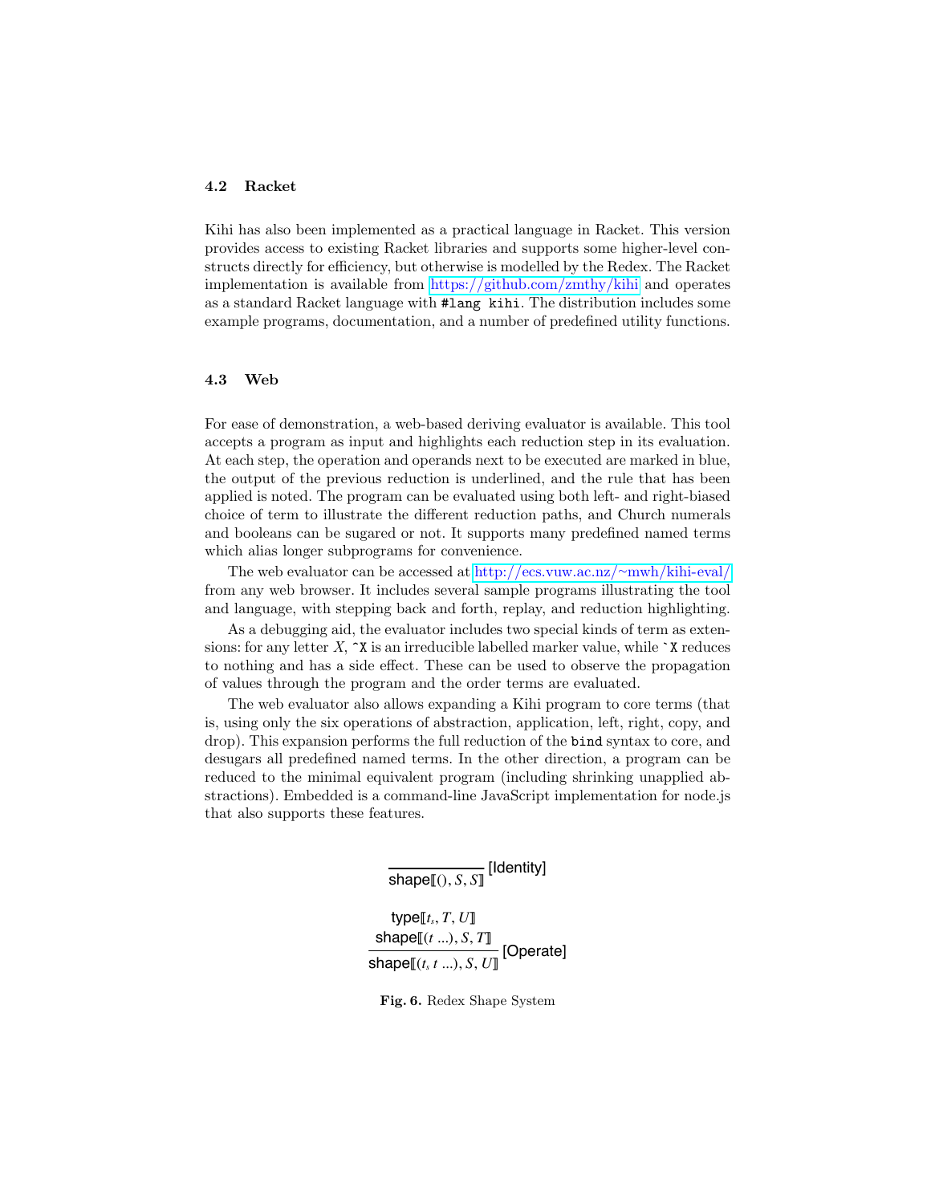### 4.2 Racket

Kihi has also been implemented as a practical language in Racket. This version provides access to existing Racket libraries and supports some higher-level constructs directly for efficiency, but otherwise is modelled by the Redex. The Racket implementation is available from https://github.com/zmthy/kihi and operates as a standard Racket language with `#lang kihi`. The distribution includes some example programs, documentation, and a number of predefined utility functions.

### 4.3 Web

For ease of demonstration, a web-based deriving evaluator is available. This tool accepts a program as input and highlights each reduction step in its evaluation. At each step, the operation and operands next to be executed are marked in blue, the output of the previous reduction is underlined, and the rule that has been applied is noted. The program can be evaluated using both left- and right-biased choice of term to illustrate the different reduction paths, and Church numerals and booleans can be sugared or not. It supports many predefined named terms which alias longer subprograms for convenience.

The web evaluator can be accessed at http://ecs.vuw.ac.nz/~mwh/kihi-eval/ from any web browser. It includes several sample programs illustrating the tool and language, with stepping back and forth, replay, and reduction highlighting.

As a debugging aid, the evaluator includes two special kinds of term as extensions: for any letter $X$, `^X` is an irreducible labelled marker value, while `` `X `` reduces to nothing and has a side effect. These can be used to observe the propagation of values through the program and the order terms are evaluated.

The web evaluator also allows expanding a Kihi program to core terms (that is, using only the six operations of abstraction, application, left, right, copy, and drop). This expansion performs the full reduction of the `bind` syntax to core, and desugars all predefined named terms. In the other direction, a program can be reduced to the minimal equivalent program (including shrinking unapplied abstractions). Embedded is a command-line JavaScript implementation for node.js that also supports these features.

$$\frac{}{\mathsf{shape}[\![(), S, S]\!]}\ \text{[Identity]}$$

$$\frac{\mathsf{type}[\![t_s, T, U]\!] \qquad \mathsf{shape}[\![(t\ ...), S, T]\!]}{\mathsf{shape}[\![(t_s\ t\ ...), S, U]\!]}\ \text{[Operate]}$$

**Fig. 6.** Redex Shape System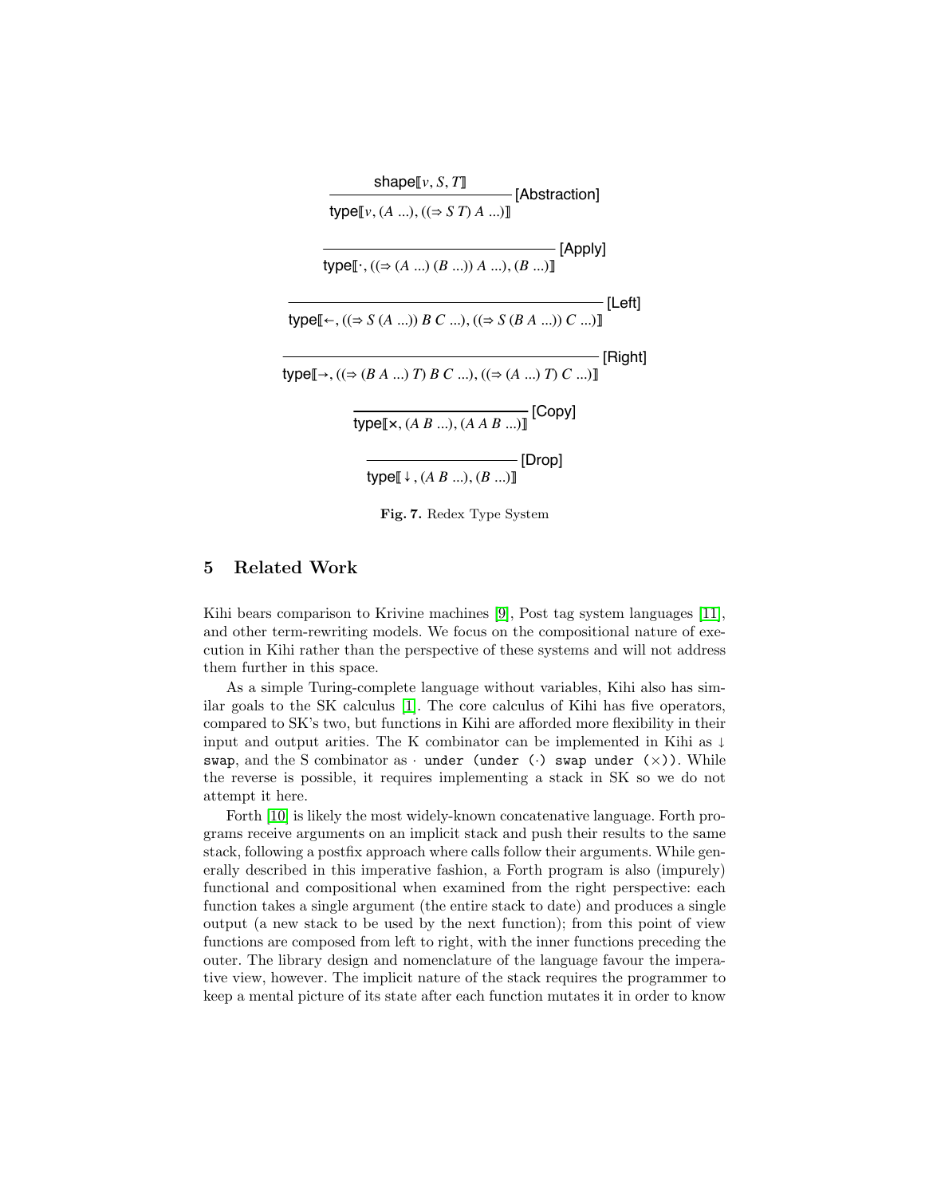$$\frac{\mathsf{shape}[\![v, S, T]\!]}{\mathsf{type}[\![v, (A\ ...), ((\Rightarrow S\ T)\ A\ ...)]\!]}\ \text{[Abstraction]}$$

$$\frac{}{\mathsf{type}[\![\cdot, ((\Rightarrow (A\ ...)\ (B\ ...))\ A\ ...), (B\ ...)]\!]}\ \text{[Apply]}$$

$$\frac{}{\mathsf{type}[\![\leftarrow, ((\Rightarrow S\ (A\ ...))\ B\ C\ ...), ((\Rightarrow S\ (B\ A\ ...))\ C\ ...)]\!]}\ \text{[Left]}$$

$$\frac{}{\mathsf{type}[\![\rightarrow, ((\Rightarrow (B\ A\ ...)\ T)\ B\ C\ ...), ((\Rightarrow (A\ ...)\ T)\ C\ ...)]\!]}\ \text{[Right]}$$

$$\frac{}{\mathsf{type}[\![\times, (A\ B\ ...), (A\ A\ B\ ...)]\!]}\ \text{[Copy]}$$

$$\frac{}{\mathsf{type}[\![\downarrow, (A\ B\ ...), (B\ ...)]\!]}\ \text{[Drop]}$$

**Fig. 7.** Redex Type System

## 5 Related Work

Kihi bears comparison to Krivine machines [9], Post tag system languages [11], and other term-rewriting models. We focus on the compositional nature of execution in Kihi rather than the perspective of these systems and will not address them further in this space.

As a simple Turing-complete language without variables, Kihi also has similar goals to the SK calculus [1]. The core calculus of Kihi has five operators, compared to SK's two, but functions in Kihi are afforded more flexibility in their input and output arities. The K combinator can be implemented in Kihi as ↓ `swap`, and the S combinator as · `under (under (·) swap under (×))`. While the reverse is possible, it requires implementing a stack in SK so we do not attempt it here.

Forth [10] is likely the most widely-known concatenative language. Forth programs receive arguments on an implicit stack and push their results to the same stack, following a postfix approach where calls follow their arguments. While generally described in this imperative fashion, a Forth program is also (impurely) functional and compositional when examined from the right perspective: each function takes a single argument (the entire stack to date) and produces a single output (a new stack to be used by the next function); from this point of view functions are composed from left to right, with the inner functions preceding the outer. The library design and nomenclature of the language favour the imperative view, however. The implicit nature of the stack requires the programmer to keep a mental picture of its state after each function mutates it in order to know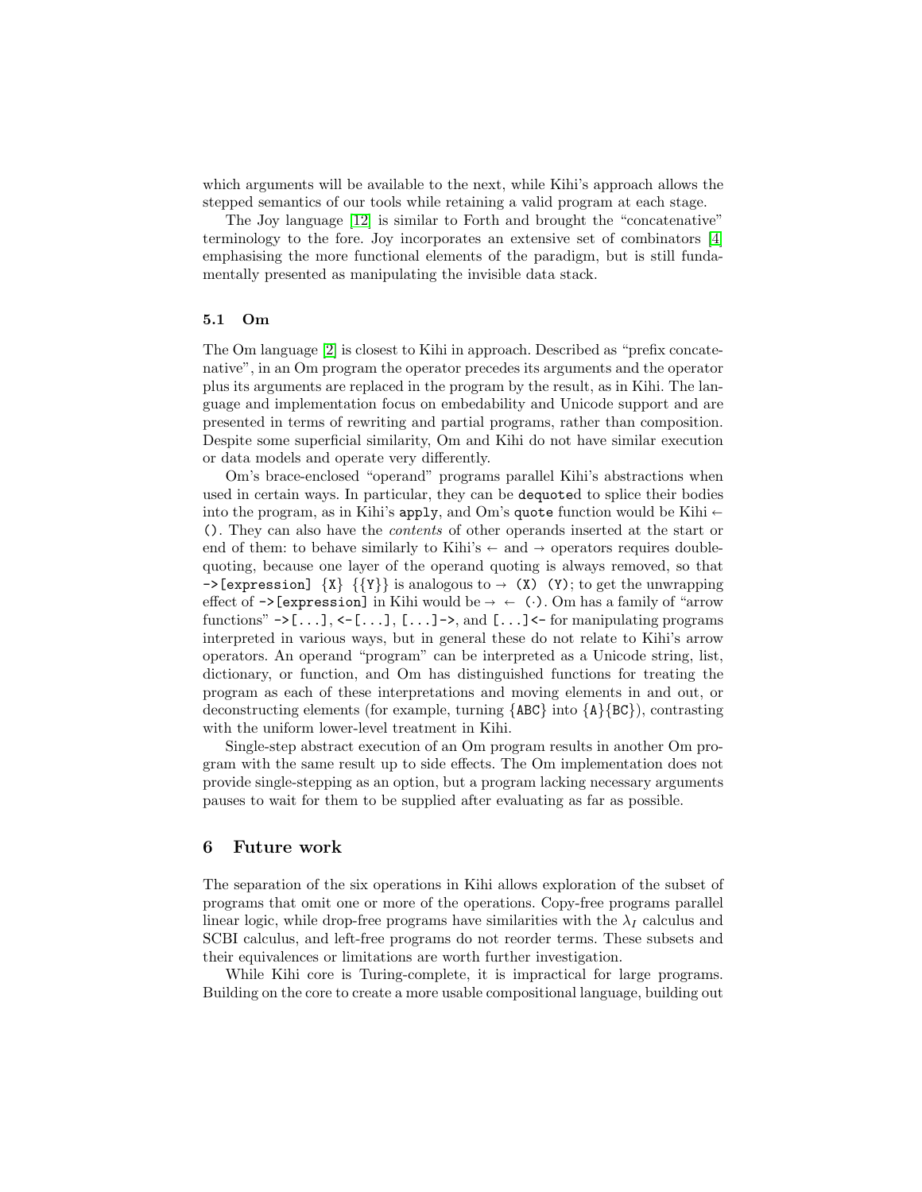which arguments will be available to the next, while Kihi's approach allows the stepped semantics of our tools while retaining a valid program at each stage.

The Joy language [12] is similar to Forth and brought the "concatenative" terminology to the fore. Joy incorporates an extensive set of combinators [4] emphasising the more functional elements of the paradigm, but is still fundamentally presented as manipulating the invisible data stack.

### 5.1 Om

The Om language [2] is closest to Kihi in approach. Described as "prefix concatenative", in an Om program the operator precedes its arguments and the operator plus its arguments are replaced in the program by the result, as in Kihi. The language and implementation focus on embedability and Unicode support and are presented in terms of rewriting and partial programs, rather than composition. Despite some superficial similarity, Om and Kihi do not have similar execution or data models and operate very differently.

Om's brace-enclosed "operand" programs parallel Kihi's abstractions when used in certain ways. In particular, they can be `dequote`d to splice their bodies into the program, as in Kihi's `apply`, and Om's `quote` function would be Kihi ← `()`. They can also have the *contents* of other operands inserted at the start or end of them: to behave similarly to Kihi's ← and → operators requires double-quoting, because one layer of the operand quoting is always removed, so that `->[expression] {X} {{Y}}` is analogous to → `(X) (Y)`; to get the unwrapping effect of `->[expression]` in Kihi would be → ← (·). Om has a family of "arrow functions" `->[...]`, `<-[...]`, `[...]->`, and `[...]<-` for manipulating programs interpreted in various ways, but in general these do not relate to Kihi's arrow operators. An operand "program" can be interpreted as a Unicode string, list, dictionary, or function, and Om has distinguished functions for treating the program as each of these interpretations and moving elements in and out, or deconstructing elements (for example, turning `{ABC}` into `{A}{BC}`), contrasting with the uniform lower-level treatment in Kihi.

Single-step abstract execution of an Om program results in another Om program with the same result up to side effects. The Om implementation does not provide single-stepping as an option, but a program lacking necessary arguments pauses to wait for them to be supplied after evaluating as far as possible.

## 6 Future work

The separation of the six operations in Kihi allows exploration of the subset of programs that omit one or more of the operations. Copy-free programs parallel linear logic, while drop-free programs have similarities with the $\lambda_I$ calculus and SCBI calculus, and left-free programs do not reorder terms. These subsets and their equivalences or limitations are worth further investigation.

While Kihi core is Turing-complete, it is impractical for large programs. Building on the core to create a more usable compositional language, building out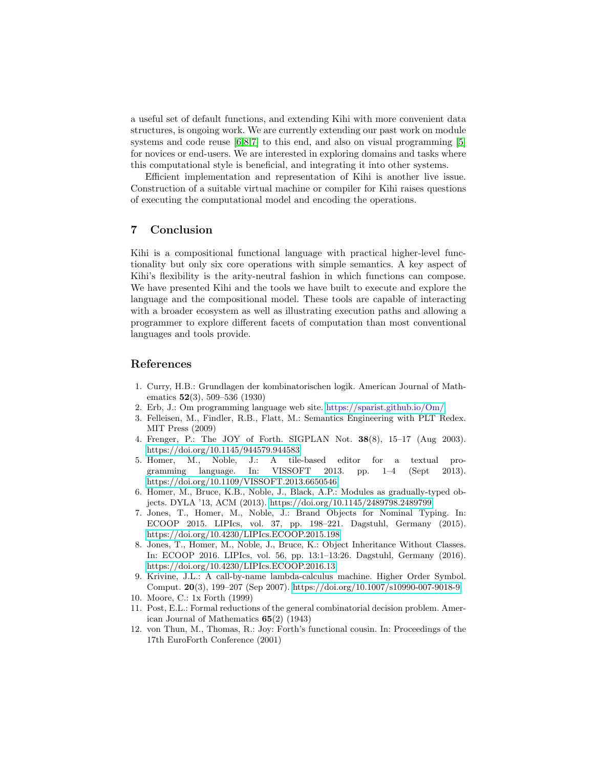a useful set of default functions, and extending Kihi with more convenient data structures, is ongoing work. We are currently extending our past work on module systems and code reuse [6,8,7] to this end, and also on visual programming [5] for novices or end-users. We are interested in exploring domains and tasks where this computational style is beneficial, and integrating it into other systems.

Efficient implementation and representation of Kihi is another live issue. Construction of a suitable virtual machine or compiler for Kihi raises questions of executing the computational model and encoding the operations.

## 7 Conclusion

Kihi is a compositional functional language with practical higher-level functionality but only six core operations with simple semantics. A key aspect of Kihi's flexibility is the arity-neutral fashion in which functions can compose. We have presented Kihi and the tools we have built to execute and explore the language and the compositional model. These tools are capable of interacting with a broader ecosystem as well as illustrating execution paths and allowing a programmer to explore different facets of computation than most conventional languages and tools provide.

## References

1. Curry, H.B.: Grundlagen der kombinatorischen logik. American Journal of Mathematics **52**(3), 509–536 (1930)
2. Erb, J.: Om programming language web site. https://sparist.github.io/Om/
3. Felleisen, M., Findler, R.B., Flatt, M.: Semantics Engineering with PLT Redex. MIT Press (2009)
4. Frenger, P.: The JOY of Forth. SIGPLAN Not. **38**(8), 15–17 (Aug 2003). https://doi.org/10.1145/944579.944583
5. Homer, M., Noble, J.: A tile-based editor for a textual programming language. In: VISSOFT 2013. pp. 1–4 (Sept 2013). https://doi.org/10.1109/VISSOFT.2013.6650546
6. Homer, M., Bruce, K.B., Noble, J., Black, A.P.: Modules as gradually-typed objects. DYLA '13, ACM (2013). https://doi.org/10.1145/2489798.2489799
7. Jones, T., Homer, M., Noble, J.: Brand Objects for Nominal Typing. In: ECOOP 2015. LIPIcs, vol. 37, pp. 198–221. Dagstuhl, Germany (2015). https://doi.org/10.4230/LIPIcs.ECOOP.2015.198
8. Jones, T., Homer, M., Noble, J., Bruce, K.: Object Inheritance Without Classes. In: ECOOP 2016. LIPIcs, vol. 56, pp. 13:1–13:26. Dagstuhl, Germany (2016). https://doi.org/10.4230/LIPIcs.ECOOP.2016.13
9. Krivine, J.L.: A call-by-name lambda-calculus machine. Higher Order Symbol. Comput. **20**(3), 199–207 (Sep 2007). https://doi.org/10.1007/s10990-007-9018-9
10. Moore, C.: 1x Forth (1999)
11. Post, E.L.: Formal reductions of the general combinatorial decision problem. American Journal of Mathematics **65**(2) (1943)
12. von Thun, M., Thomas, R.: Joy: Forth's functional cousin. In: Proceedings of the 17th EuroForth Conference (2001)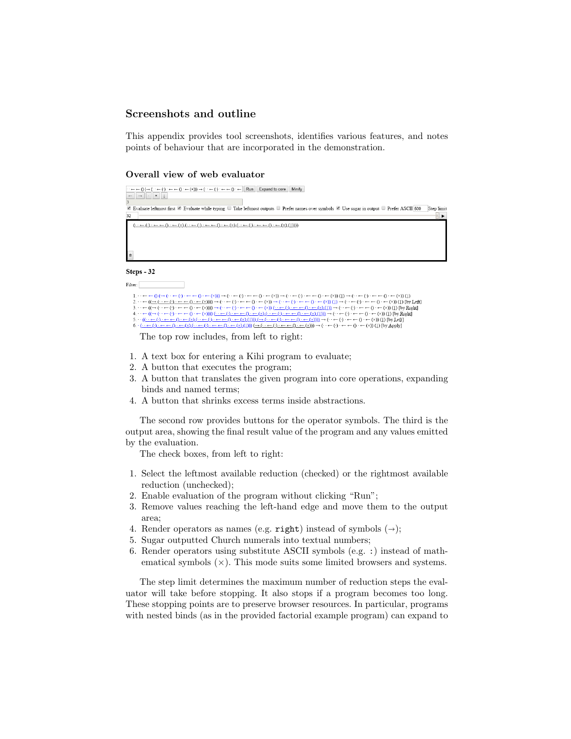## Screenshots and outline

This appendix provides tool screenshots, identifies various features, and notes points of behaviour that are incorporated in the demonstration.

### Overall view of web evaluator

The top row includes, from left to right:

1. A text box for entering a Kihi program to evaluate;
2. A button that executes the program;
3. A button that translates the given program into core operations, expanding binds and named terms;
4. A button that shrinks excess terms inside abstractions.

The second row provides buttons for the operator symbols. The third is the output area, showing the final result value of the program and any values emitted by the evaluation.

The check boxes, from left to right:

1. Select the leftmost available reduction (checked) or the rightmost available reduction (unchecked);
2. Enable evaluation of the program without clicking "Run";
3. Remove values reaching the left-hand edge and move them to the output area;
4. Render operators as names (e.g. `right`) instead of symbols ($\rightarrow$);
5. Sugar outputted Church numerals into textual numbers;
6. Render operators using substitute ASCII symbols (e.g. `:`) instead of mathematical symbols ($\times$). This mode suits some limited browsers and systems.

The step limit determines the maximum number of reduction steps the evaluator will take before stopping. It also stops if a program becomes too long. These stopping points are to preserve browser resources. In particular, programs with nested binds (as in the provided factorial example program) can expand to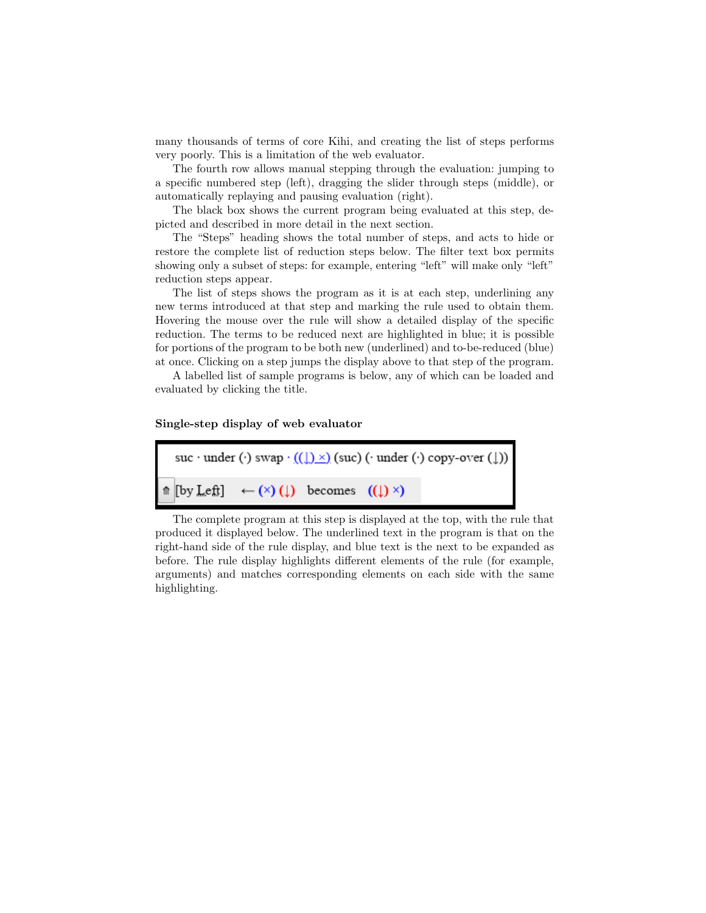many thousands of terms of core Kihi, and creating the list of steps performs very poorly. This is a limitation of the web evaluator.

The fourth row allows manual stepping through the evaluation: jumping to a specific numbered step (left), dragging the slider through steps (middle), or automatically replaying and pausing evaluation (right).

The black box shows the current program being evaluated at this step, depicted and described in more detail in the next section.

The "Steps" heading shows the total number of steps, and acts to hide or restore the complete list of reduction steps below. The filter text box permits showing only a subset of steps: for example, entering "left" will make only "left" reduction steps appear.

The list of steps shows the program as it is at each step, underlining any new terms introduced at that step and marking the rule used to obtain them. Hovering the mouse over the rule will show a detailed display of the specific reduction. The terms to be reduced next are highlighted in blue; it is possible for portions of the program to be both new (underlined) and to-be-reduced (blue) at once. Clicking on a step jumps the display above to that step of the program.

A labelled list of sample programs is below, any of which can be loaded and evaluated by clicking the title.

**Single-step display of web evaluator**

suc · under (·) swap · ((↓) ×) (suc) (· under (·) copy-over (↓))

[by Left] ← (×) (↓) becomes ((↓) ×)

The complete program at this step is displayed at the top, with the rule that produced it displayed below. The underlined text in the program is that on the right-hand side of the rule display, and blue text is the next to be expanded as before. The rule display highlights different elements of the rule (for example, arguments) and matches corresponding elements on each side with the same highlighting.